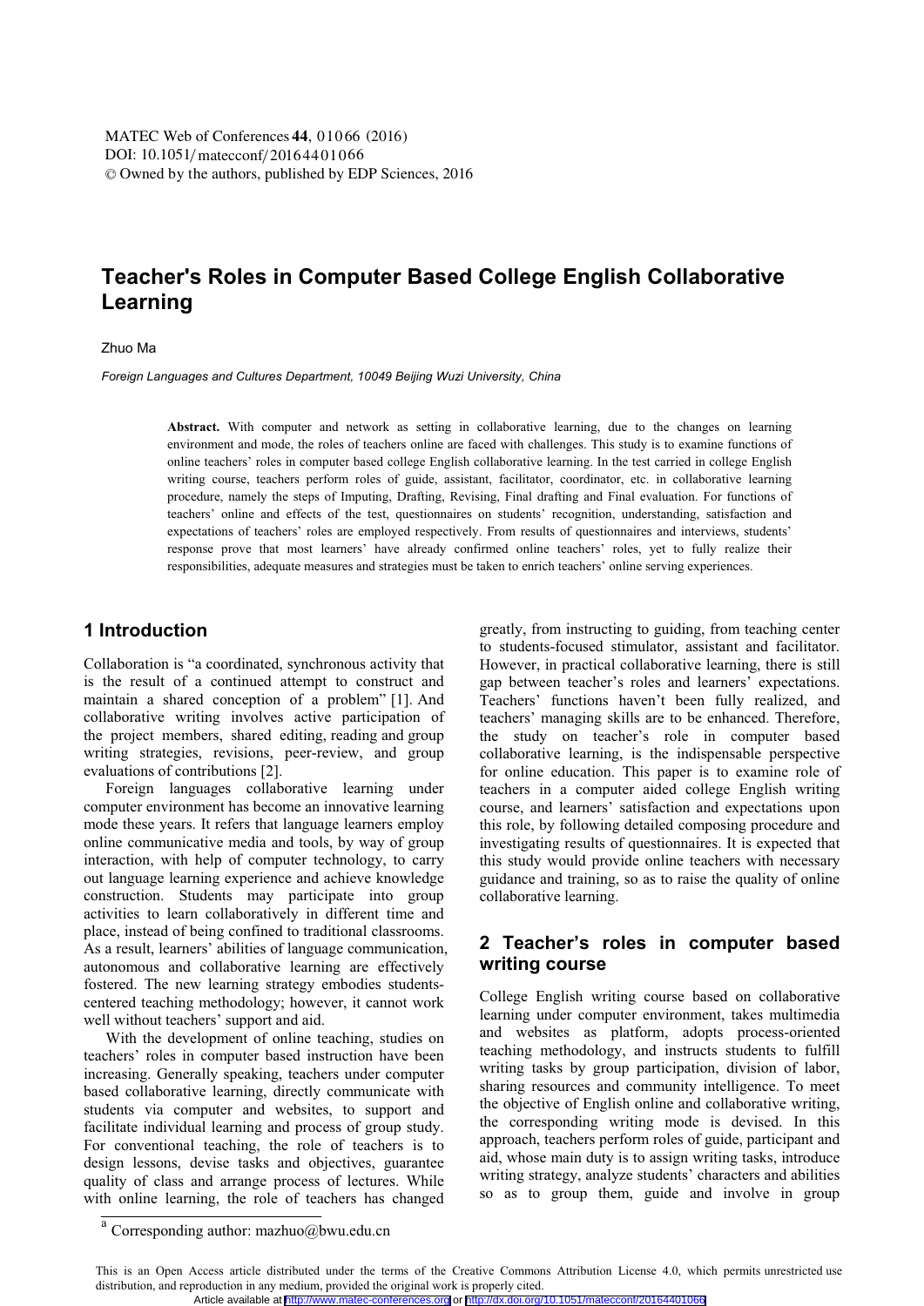# Teacher's Roles in Computer Based College English Collaborative Learning

Zhuo Ma

*Foreign Languages and Cultures Department, 10049 Beijing Wuzi University, China*

**Abstract.** With computer and network as setting in collaborative learning, due to the changes on learning environment and mode, the roles of teachers online are faced with challenges. This study is to examine functions of online teachers' roles in computer based college English collaborative learning. In the test carried in college English writing course, teachers perform roles of guide, assistant, facilitator, coordinator, etc. in collaborative learning procedure, namely the steps of Imputing, Drafting, Revising, Final drafting and Final evaluation. For functions of teachers' online and effects of the test, questionnaires on students' recognition, understanding, satisfaction and expectations of teachers' roles are employed respectively. From results of questionnaires and interviews, students' response prove that most learners' have already confirmed online teachers' roles, yet to fully realize their responsibilities, adequate measures and strategies must be taken to enrich teachers' online serving experiences.

## 1 Introduction

Collaboration is "a coordinated, synchronous activity that is the result of a continued attempt to construct and maintain a shared conception of a problem" [1]. And collaborative writing involves active participation of the project members, shared editing, reading and group writing strategies, revisions, peer-review, and group evaluations of contributions [2].

Foreign languages collaborative learning under computer environment has become an innovative learning mode these years. It refers that language learners employ online communicative media and tools, by way of group interaction, with help of computer technology, to carry out language learning experience and achieve knowledge construction. Students may participate into group activities to learn collaboratively in different time and place, instead of being confined to traditional classrooms. As a result, learners' abilities of language communication, autonomous and collaborative learning are effectively fostered. The new learning strategy embodies students-centered teaching methodology; however, it cannot work well without teachers' support and aid.

With the development of online teaching, studies on teachers' roles in computer based instruction have been increasing. Generally speaking, teachers under computer based collaborative learning, directly communicate with students via computer and websites, to support and facilitate individual learning and process of group study. For conventional teaching, the role of teachers is to design lessons, devise tasks and objectives, guarantee quality of class and arrange process of lectures. While with online learning, the role of teachers has changed greatly, from instructing to guiding, from teaching center to students-focused stimulator, assistant and facilitator. However, in practical collaborative learning, there is still gap between teacher's roles and learners' expectations. Teachers' functions haven't been fully realized, and teachers' managing skills are to be enhanced. Therefore, the study on teacher's role in computer based collaborative learning, is the indispensable perspective for online education. This paper is to examine role of teachers in a computer aided college English writing course, and learners' satisfaction and expectations upon this role, by following detailed composing procedure and investigating results of questionnaires. It is expected that this study would provide online teachers with necessary guidance and training, so as to raise the quality of online collaborative learning.

## 2 Teacher's roles in computer based writing course

College English writing course based on collaborative learning under computer environment, takes multimedia and websites as platform, adopts process-oriented teaching methodology, and instructs students to fulfill writing tasks by group participation, division of labor, sharing resources and community intelligence. To meet the objective of English online and collaborative writing, the corresponding writing mode is devised. In this approach, teachers perform roles of guide, participant and aid, whose main duty is to assign writing tasks, introduce writing strategy, analyze students' characters and abilities so as to group them, guide and involve in group

[a] Corresponding author: mazhuo@bwu.edu.cn

This is an Open Access article distributed under the terms of the Creative Commons Attribution License 4.0, which permits unrestricted use distribution, and reproduction in any medium, provided the original work is properly cited.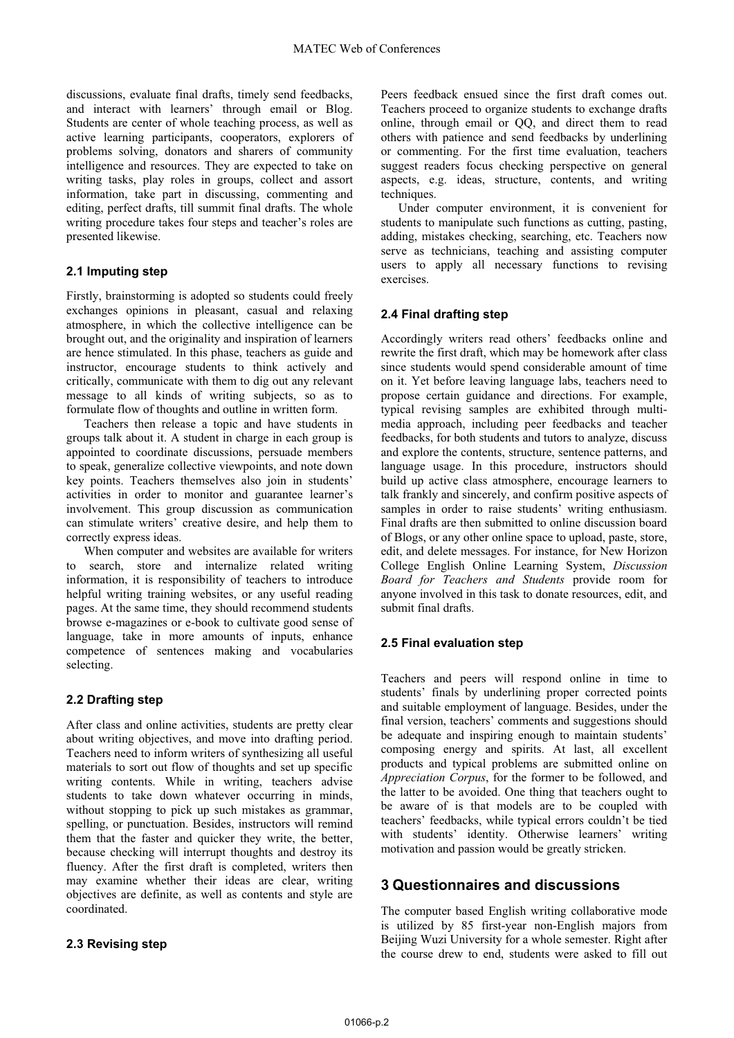discussions, evaluate final drafts, timely send feedbacks, and interact with learners' through email or Blog. Students are center of whole teaching process, as well as active learning participants, cooperators, explorers of problems solving, donators and sharers of community intelligence and resources. They are expected to take on writing tasks, play roles in groups, collect and assort information, take part in discussing, commenting and editing, perfect drafts, till summit final drafts. The whole writing procedure takes four steps and teacher's roles are presented likewise.

### 2.1 Imputing step

Firstly, brainstorming is adopted so students could freely exchanges opinions in pleasant, casual and relaxing atmosphere, in which the collective intelligence can be brought out, and the originality and inspiration of learners are hence stimulated. In this phase, teachers as guide and instructor, encourage students to think actively and critically, communicate with them to dig out any relevant message to all kinds of writing subjects, so as to formulate flow of thoughts and outline in written form.

Teachers then release a topic and have students in groups talk about it. A student in charge in each group is appointed to coordinate discussions, persuade members to speak, generalize collective viewpoints, and note down key points. Teachers themselves also join in students' activities in order to monitor and guarantee learner's involvement. This group discussion as communication can stimulate writers' creative desire, and help them to correctly express ideas.

When computer and websites are available for writers to search, store and internalize related writing information, it is responsibility of teachers to introduce helpful writing training websites, or any useful reading pages. At the same time, they should recommend students browse e-magazines or e-book to cultivate good sense of language, take in more amounts of inputs, enhance competence of sentences making and vocabularies selecting.

### 2.2 Drafting step

After class and online activities, students are pretty clear about writing objectives, and move into drafting period. Teachers need to inform writers of synthesizing all useful materials to sort out flow of thoughts and set up specific writing contents. While in writing, teachers advise students to take down whatever occurring in minds, without stopping to pick up such mistakes as grammar, spelling, or punctuation. Besides, instructors will remind them that the faster and quicker they write, the better, because checking will interrupt thoughts and destroy its fluency. After the first draft is completed, writers then may examine whether their ideas are clear, writing objectives are definite, as well as contents and style are coordinated.

### 2.3 Revising step

Peers feedback ensued since the first draft comes out. Teachers proceed to organize students to exchange drafts online, through email or QQ, and direct them to read others with patience and send feedbacks by underlining or commenting. For the first time evaluation, teachers suggest readers focus checking perspective on general aspects, e.g. ideas, structure, contents, and writing techniques.

Under computer environment, it is convenient for students to manipulate such functions as cutting, pasting, adding, mistakes checking, searching, etc. Teachers now serve as technicians, teaching and assisting computer users to apply all necessary functions to revising exercises.

### 2.4 Final drafting step

Accordingly writers read others' feedbacks online and rewrite the first draft, which may be homework after class since students would spend considerable amount of time on it. Yet before leaving language labs, teachers need to propose certain guidance and directions. For example, typical revising samples are exhibited through multi-media approach, including peer feedbacks and teacher feedbacks, for both students and tutors to analyze, discuss and explore the contents, structure, sentence patterns, and language usage. In this procedure, instructors should build up active class atmosphere, encourage learners to talk frankly and sincerely, and confirm positive aspects of samples in order to raise students' writing enthusiasm. Final drafts are then submitted to online discussion board of Blogs, or any other online space to upload, paste, store, edit, and delete messages. For instance, for New Horizon College English Online Learning System, *Discussion Board for Teachers and Students* provide room for anyone involved in this task to donate resources, edit, and submit final drafts.

### 2.5 Final evaluation step

Teachers and peers will respond online in time to students' finals by underlining proper corrected points and suitable employment of language. Besides, under the final version, teachers' comments and suggestions should be adequate and inspiring enough to maintain students' composing energy and spirits. At last, all excellent products and typical problems are submitted online on *Appreciation Corpus*, for the former to be followed, and the latter to be avoided. One thing that teachers ought to be aware of is that models are to be coupled with teachers' feedbacks, while typical errors couldn't be tied with students' identity. Otherwise learners' writing motivation and passion would be greatly stricken.

## 3 Questionnaires and discussions

The computer based English writing collaborative mode is utilized by 85 first-year non-English majors from Beijing Wuzi University for a whole semester. Right after the course drew to end, students were asked to fill out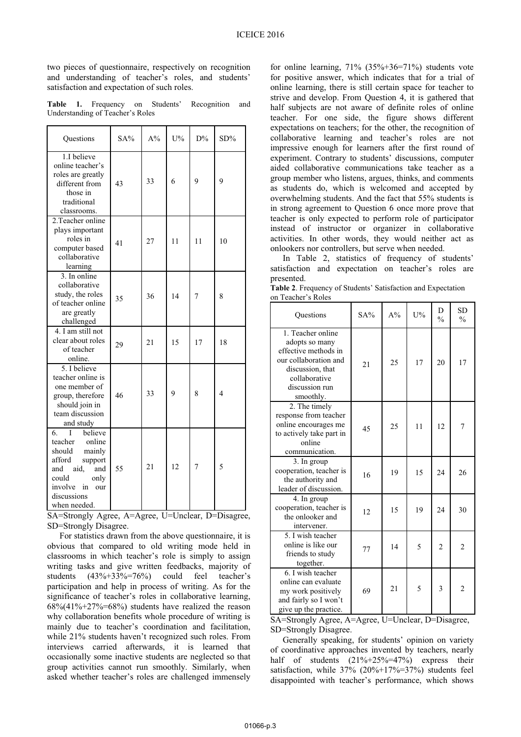two pieces of questionnaire, respectively on recognition and understanding of teacher's roles, and students' satisfaction and expectation of such roles.

**Table 1.** Frequency on Students' Recognition and Understanding of Teacher's Roles

| Questions | SA% | A% | U% | D% | SD% |
|---|---|---|---|---|---|
| 1.I believe online teacher's roles are greatly different from those in traditional classrooms. | 43 | 33 | 6 | 9 | 9 |
| 2.Teacher online plays important roles in computer based collaborative learning | 41 | 27 | 11 | 11 | 10 |
| 3. In online collaborative study, the roles of teacher online are greatly challenged | 35 | 36 | 14 | 7 | 8 |
| 4. I am still not clear about roles of teacher online. | 29 | 21 | 15 | 17 | 18 |
| 5. I believe teacher online is one member of group, therefore should join in team discussion and study | 46 | 33 | 9 | 8 | 4 |
| 6. I believe teacher online should mainly afford support and aid, and could only involve in our discussions when needed. | 55 | 21 | 12 | 7 | 5 |

SA=Strongly Agree, A=Agree, U=Unclear, D=Disagree, SD=Strongly Disagree.

For statistics drawn from the above questionnaire, it is obvious that compared to old writing mode held in classrooms in which teacher's role is simply to assign writing tasks and give written feedbacks, majority of students (43%+33%=76%) could feel teacher's participation and help in process of writing. As for the significance of teacher's roles in collaborative learning, 68%(41%+27%=68%) students have realized the reason why collaboration benefits whole procedure of writing is mainly due to teacher's coordination and facilitation, while 21% students haven't recognized such roles. From interviews carried afterwards, it is learned that occasionally some inactive students are neglected so that group activities cannot run smoothly. Similarly, when asked whether teacher's roles are challenged immensely for online learning, 71% (35%+36=71%) students vote for positive answer, which indicates that for a trial of online learning, there is still certain space for teacher to strive and develop. From Question 4, it is gathered that half subjects are not aware of definite roles of online teacher. For one side, the figure shows different expectations on teachers; for the other, the recognition of collaborative learning and teacher's roles are not impressive enough for learners after the first round of experiment. Contrary to students' discussions, computer aided collaborative communications take teacher as a group member who listens, argues, thinks, and comments as students do, which is welcomed and accepted by overwhelming students. And the fact that 55% students is in strong agreement to Question 6 once more prove that teacher is only expected to perform role of participator instead of instructor or organizer in collaborative activities. In other words, they would neither act as onlookers nor controllers, but serve when needed.

In Table 2, statistics of frequency of students' satisfaction and expectation on teacher's roles are presented.

**Table 2**. Frequency of Students' Satisfaction and Expectation on Teacher's Roles

| Questions | SA% | A% | U% | D % | SD % |
|---|---|---|---|---|---|
| 1. Teacher online adopts so many effective methods in our collaboration and discussion, that collaborative discussion run smoothly. | 21 | 25 | 17 | 20 | 17 |
| 2. The timely response from teacher online encourages me to actively take part in online communication. | 45 | 25 | 11 | 12 | 7 |
| 3. In group cooperation, teacher is the authority and leader of discussion. | 16 | 19 | 15 | 24 | 26 |
| 4. In group cooperation, teacher is the onlooker and intervener. | 12 | 15 | 19 | 24 | 30 |
| 5. I wish teacher online is like our friends to study together. | 77 | 14 | 5 | 2 | 2 |
| 6. I wish teacher online can evaluate my work positively and fairly so I won't give up the practice. | 69 | 21 | 5 | 3 | 2 |

SA=Strongly Agree, A=Agree, U=Unclear, D=Disagree, SD=Strongly Disagree.

Generally speaking, for students' opinion on variety of coordinative approaches invented by teachers, nearly half of students (21%+25%=47%) express their satisfaction, while 37% (20%+17%=37%) students feel disappointed with teacher's performance, which shows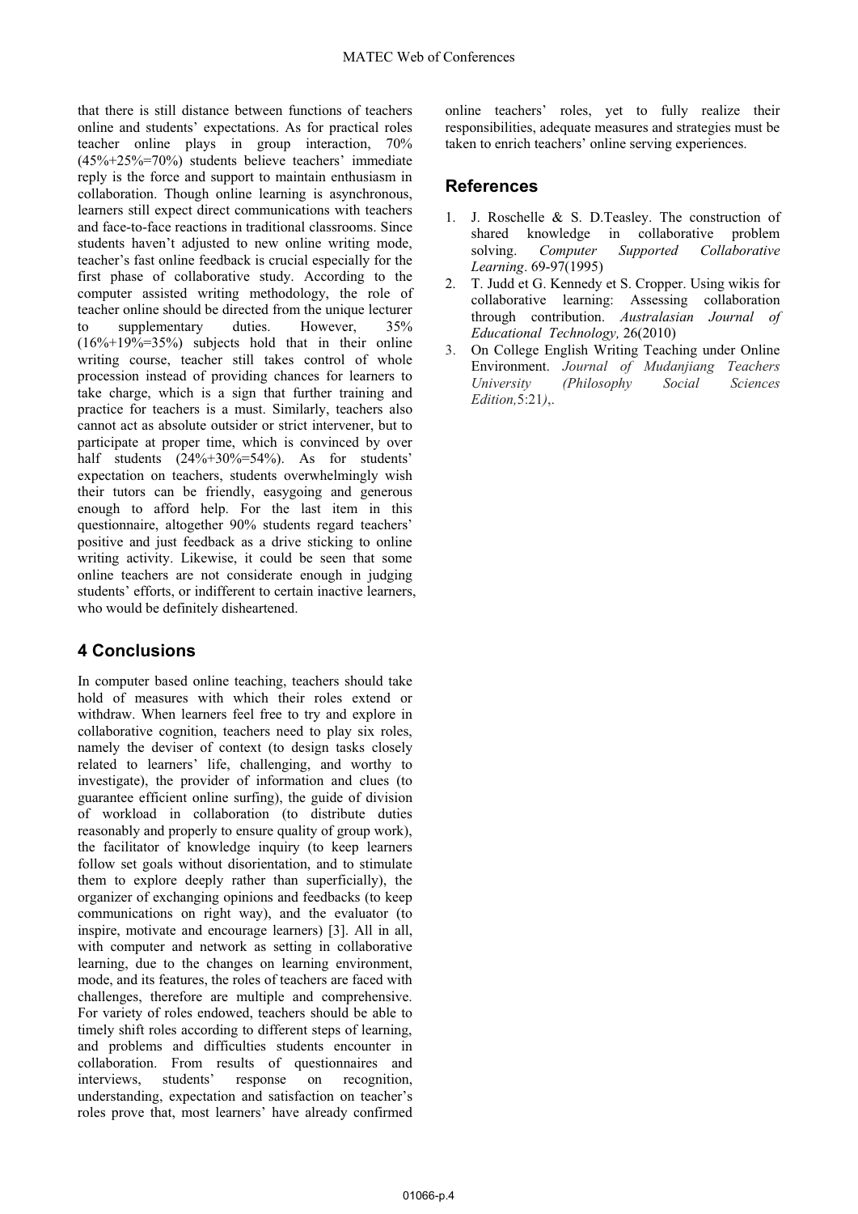that there is still distance between functions of teachers online and students' expectations. As for practical roles teacher online plays in group interaction, 70% (45%+25%=70%) students believe teachers' immediate reply is the force and support to maintain enthusiasm in collaboration. Though online learning is asynchronous, learners still expect direct communications with teachers and face-to-face reactions in traditional classrooms. Since students haven't adjusted to new online writing mode, teacher's fast online feedback is crucial especially for the first phase of collaborative study. According to the computer assisted writing methodology, the role of teacher online should be directed from the unique lecturer to supplementary duties. However, 35% (16%+19%=35%) subjects hold that in their online writing course, teacher still takes control of whole procession instead of providing chances for learners to take charge, which is a sign that further training and practice for teachers is a must. Similarly, teachers also cannot act as absolute outsider or strict intervener, but to participate at proper time, which is convinced by over half students (24%+30%=54%). As for students' expectation on teachers, students overwhelmingly wish their tutors can be friendly, easygoing and generous enough to afford help. For the last item in this questionnaire, altogether 90% students regard teachers' positive and just feedback as a drive sticking to online writing activity. Likewise, it could be seen that some online teachers are not considerate enough in judging students' efforts, or indifferent to certain inactive learners, who would be definitely disheartened.

## 4 Conclusions

In computer based online teaching, teachers should take hold of measures with which their roles extend or withdraw. When learners feel free to try and explore in collaborative cognition, teachers need to play six roles, namely the deviser of context (to design tasks closely related to learners' life, challenging, and worthy to investigate), the provider of information and clues (to guarantee efficient online surfing), the guide of division of workload in collaboration (to distribute duties reasonably and properly to ensure quality of group work), the facilitator of knowledge inquiry (to keep learners follow set goals without disorientation, and to stimulate them to explore deeply rather than superficially), the organizer of exchanging opinions and feedbacks (to keep communications on right way), and the evaluator (to inspire, motivate and encourage learners) [3]. All in all, with computer and network as setting in collaborative learning, due to the changes on learning environment, mode, and its features, the roles of teachers are faced with challenges, therefore are multiple and comprehensive. For variety of roles endowed, teachers should be able to timely shift roles according to different steps of learning, and problems and difficulties students encounter in collaboration. From results of questionnaires and interviews, students' response on recognition, understanding, expectation and satisfaction on teacher's roles prove that, most learners' have already confirmed online teachers' roles, yet to fully realize their responsibilities, adequate measures and strategies must be taken to enrich teachers' online serving experiences.

## References

1. J. Roschelle & S. D.Teasley. The construction of shared knowledge in collaborative problem solving. *Computer Supported Collaborative Learning*. 69-97(1995)
2. T. Judd et G. Kennedy et S. Cropper. Using wikis for collaborative learning: Assessing collaboration through contribution. *Australasian Journal of Educational Technology,* 26(2010)
3. On College English Writing Teaching under Online Environment. *Journal of Mudanjiang Teachers University (Philosophy Social Sciences Edition,*5:21*)*,.